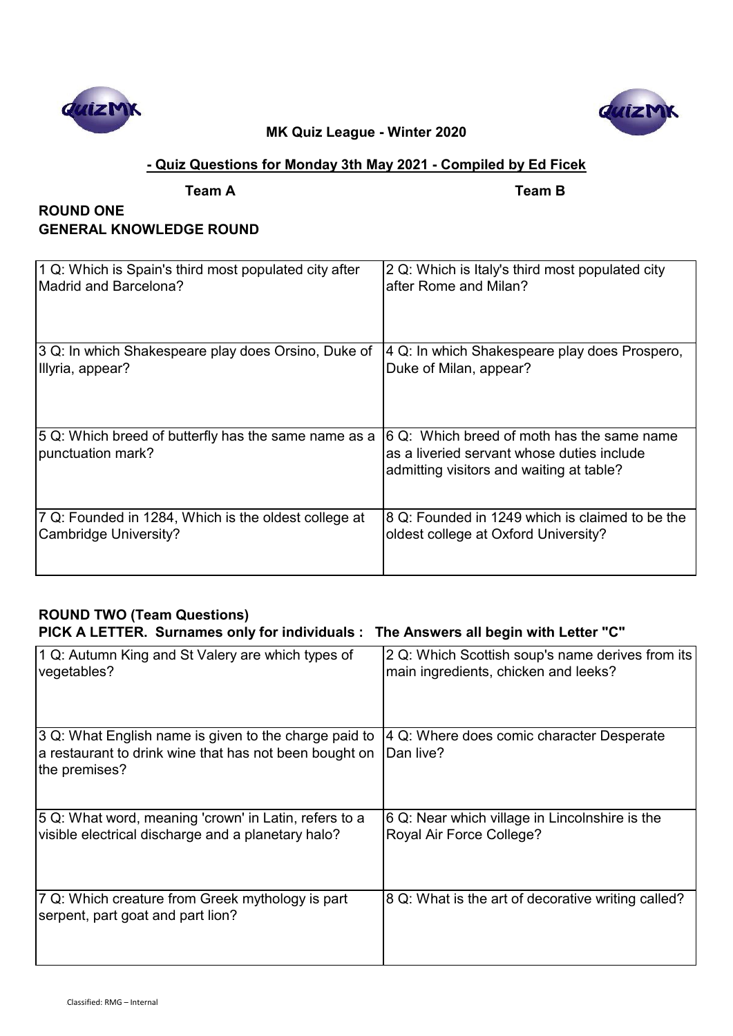**MK Quiz League - Winter 2020**

**- Quiz Questions for Monday 3th May 2021 - Compiled by Ed Ficek**

**Team A** **Team B**

## ROUND ONE
## GENERAL KNOWLEDGE ROUND

| Team A | Team B |
|---|---|
| 1 Q: Which is Spain's third most populated city after Madrid and Barcelona? | 2 Q: Which is Italy's third most populated city after Rome and Milan? |
| 3 Q: In which Shakespeare play does Orsino, Duke of Illyria, appear? | 4 Q: In which Shakespeare play does Prospero, Duke of Milan, appear? |
| 5 Q: Which breed of butterfly has the same name as a punctuation mark? | 6 Q: Which breed of moth has the same name as a liveried servant whose duties include admitting visitors and waiting at table? |
| 7 Q: Founded in 1284, Which is the oldest college at Cambridge University? | 8 Q: Founded in 1249 which is claimed to be the oldest college at Oxford University? |

## ROUND TWO (Team Questions)
**PICK A LETTER. Surnames only for individuals : The Answers all begin with Letter "C"**

| Team A | Team B |
|---|---|
| 1 Q: Autumn King and St Valery are which types of vegetables? | 2 Q: Which Scottish soup's name derives from its main ingredients, chicken and leeks? |
| 3 Q: What English name is given to the charge paid to a restaurant to drink wine that has not been bought on the premises? | 4 Q: Where does comic character Desperate Dan live? |
| 5 Q: What word, meaning 'crown' in Latin, refers to a visible electrical discharge and a planetary halo? | 6 Q: Near which village in Lincolnshire is the Royal Air Force College? |
| 7 Q: Which creature from Greek mythology is part serpent, part goat and part lion? | 8 Q: What is the art of decorative writing called? |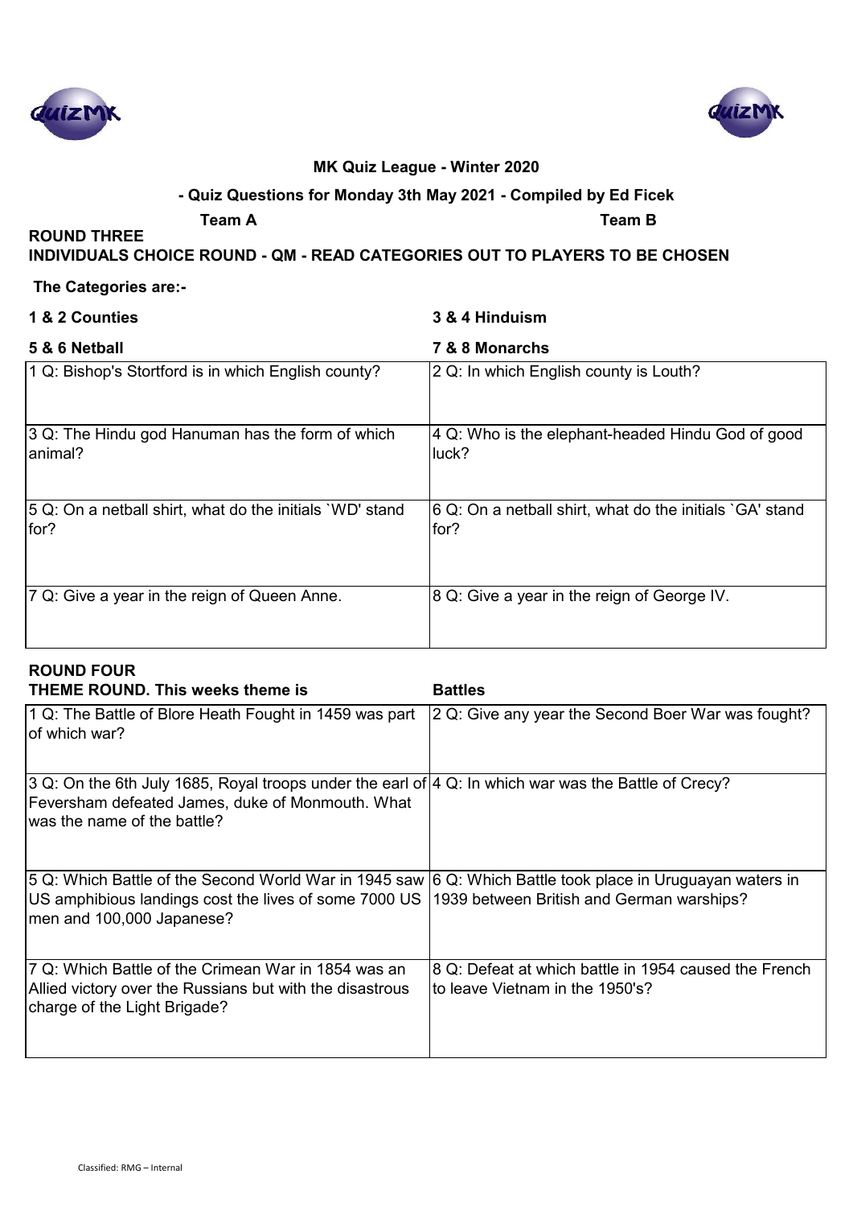**MK Quiz League - Winter 2020**

**- Quiz Questions for Monday 3th May 2021 - Compiled by Ed Ficek**

**Team A** **Team B**

**ROUND THREE**

**INDIVIDUALS CHOICE ROUND - QM - READ CATEGORIES OUT TO PLAYERS TO BE CHOSEN**

**The Categories are:-**

| | |
|---|---|
| **1 & 2 Counties** | **3 & 4 Hinduism** |
| **5 & 6 Netball** | **7 & 8 Monarchs** |

| Team A | Team B |
|---|---|
| 1 Q: Bishop's Stortford is in which English county? | 2 Q: In which English county is Louth? |
| 3 Q: The Hindu god Hanuman has the form of which animal? | 4 Q: Who is the elephant-headed Hindu God of good luck? |
| 5 Q: On a netball shirt, what do the initials `WD' stand for? | 6 Q: On a netball shirt, what do the initials `GA' stand for? |
| 7 Q: Give a year in the reign of Queen Anne. | 8 Q: Give a year in the reign of George IV. |

**ROUND FOUR**

**THEME ROUND. This weeks theme is** **Battles**

| Team A | Team B |
|---|---|
| 1 Q: The Battle of Blore Heath Fought in 1459 was part of which war? | 2 Q: Give any year the Second Boer War was fought? |
| 3 Q: On the 6th July 1685, Royal troops under the earl of Feversham defeated James, duke of Monmouth. What was the name of the battle? | 4 Q: In which war was the Battle of Crecy? |
| 5 Q: Which Battle of the Second World War in 1945 saw US amphibious landings cost the lives of some 7000 US men and 100,000 Japanese? | 6 Q: Which Battle took place in Uruguayan waters in 1939 between British and German warships? |
| 7 Q: Which Battle of the Crimean War in 1854 was an Allied victory over the Russians but with the disastrous charge of the Light Brigade? | 8 Q: Defeat at which battle in 1954 caused the French to leave Vietnam in the 1950's? |

Classified: RMG – Internal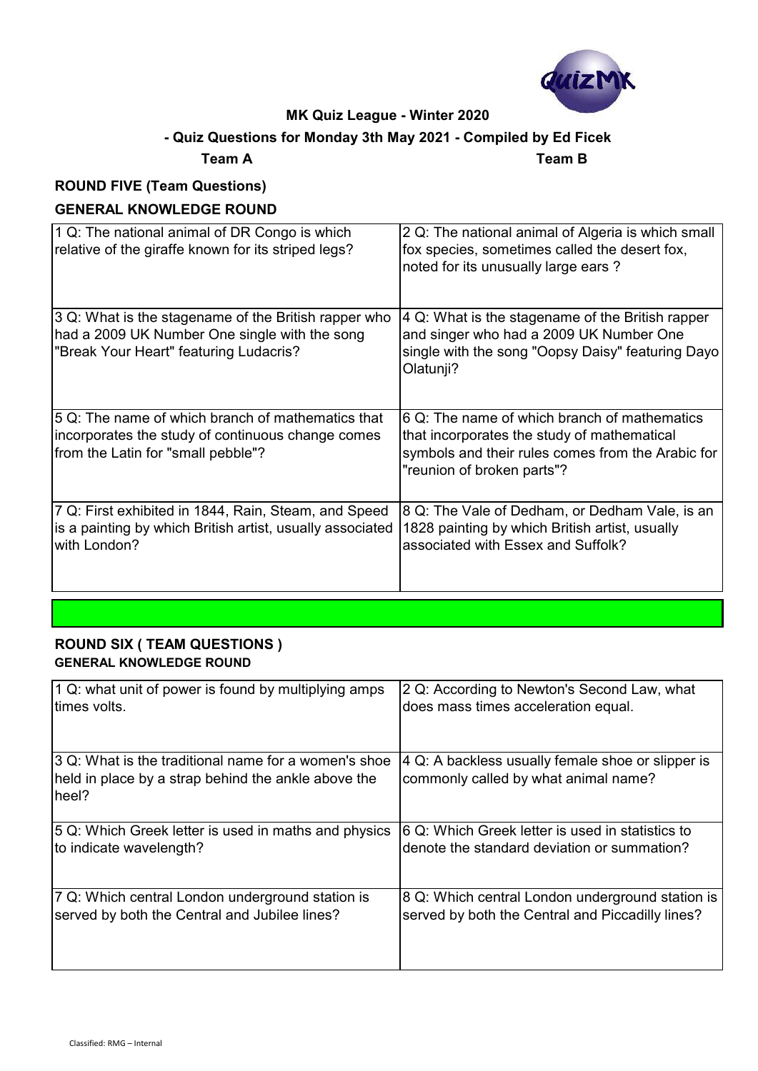**MK Quiz League - Winter 2020**

**- Quiz Questions for Monday 3th May 2021 - Compiled by Ed Ficek**

**Team A** **Team B**

**ROUND FIVE (Team Questions)**

**GENERAL KNOWLEDGE ROUND**

| Team A | Team B |
|---|---|
| 1 Q: The national animal of DR Congo is which relative of the giraffe known for its striped legs? | 2 Q: The national animal of Algeria is which small fox species, sometimes called the desert fox, noted for its unusually large ears ? |
| 3 Q: What is the stagename of the British rapper who had a 2009 UK Number One single with the song "Break Your Heart" featuring Ludacris? | 4 Q: What is the stagename of the British rapper and singer who had a 2009 UK Number One single with the song "Oopsy Daisy" featuring Dayo Olatunji? |
| 5 Q: The name of which branch of mathematics that incorporates the study of continuous change comes from the Latin for "small pebble"? | 6 Q: The name of which branch of mathematics that incorporates the study of mathematical symbols and their rules comes from the Arabic for "reunion of broken parts"? |
| 7 Q: First exhibited in 1844, Rain, Steam, and Speed is a painting by which British artist, usually associated with London? | 8 Q: The Vale of Dedham, or Dedham Vale, is an 1828 painting by which British artist, usually associated with Essex and Suffolk? |

**ROUND SIX ( TEAM QUESTIONS )**

**GENERAL KNOWLEDGE ROUND**

| Team A | Team B |
|---|---|
| 1 Q: what unit of power is found by multiplying amps times volts. | 2 Q: According to Newton's Second Law, what does mass times acceleration equal. |
| 3 Q: What is the traditional name for a women's shoe held in place by a strap behind the ankle above the heel? | 4 Q: A backless usually female shoe or slipper is commonly called by what animal name? |
| 5 Q: Which Greek letter is used in maths and physics to indicate wavelength? | 6 Q: Which Greek letter is used in statistics to denote the standard deviation or summation? |
| 7 Q: Which central London underground station is served by both the Central and Jubilee lines? | 8 Q: Which central London underground station is served by both the Central and Piccadilly lines? |

Classified: RMG – Internal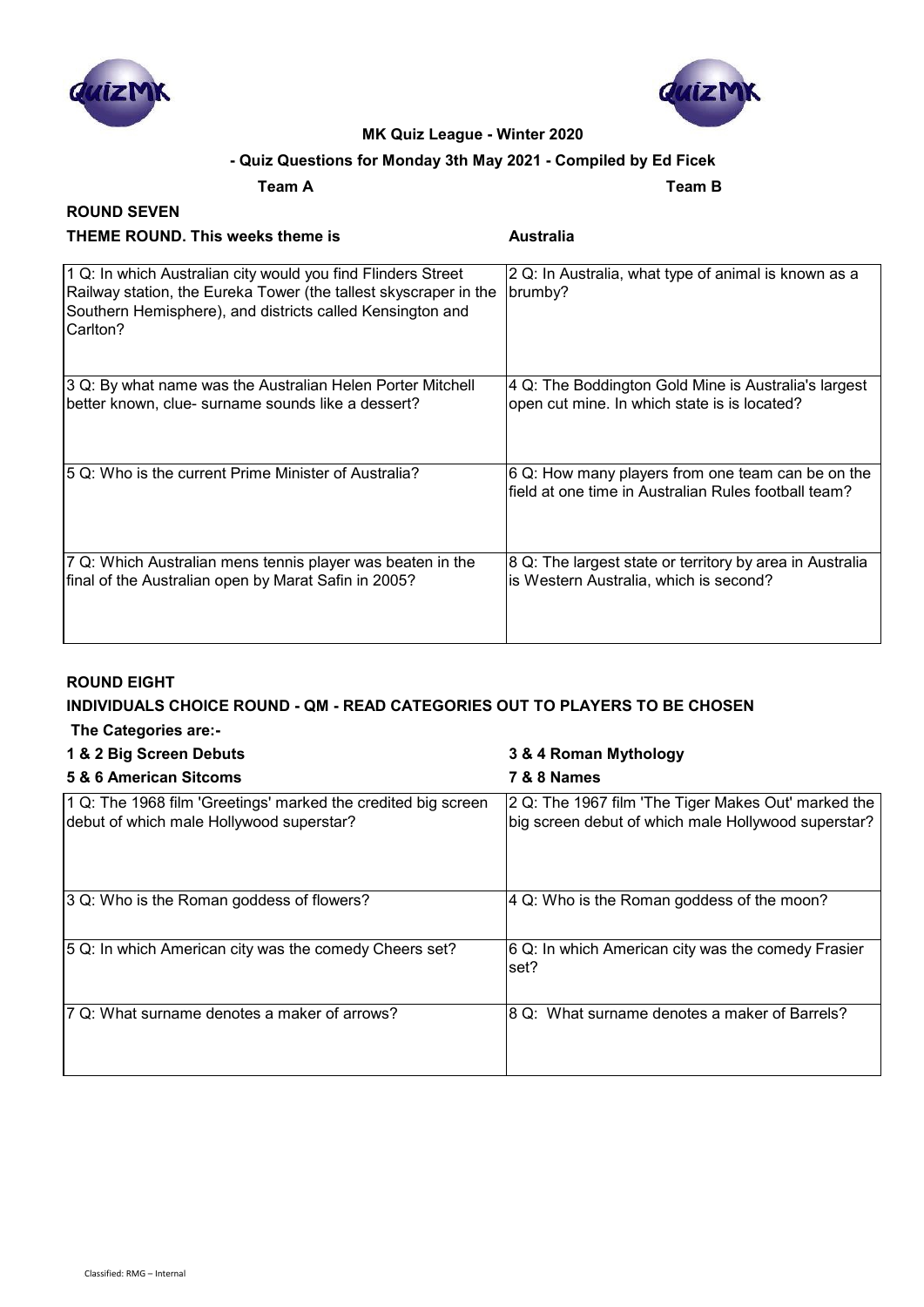**MK Quiz League - Winter 2020**

**- Quiz Questions for Monday 3th May 2021 - Compiled by Ed Ficek**

**Team A** **Team B**

## ROUND SEVEN

**THEME ROUND. This weeks theme is** **Australia**

| Team A | Team B |
|---|---|
| 1 Q: In which Australian city would you find Flinders Street Railway station, the Eureka Tower (the tallest skyscraper in the Southern Hemisphere), and districts called Kensington and Carlton? | 2 Q: In Australia, what type of animal is known as a brumby? |
| 3 Q: By what name was the Australian Helen Porter Mitchell better known, clue- surname sounds like a dessert? | 4 Q: The Boddington Gold Mine is Australia's largest open cut mine. In which state is is located? |
| 5 Q: Who is the current Prime Minister of Australia? | 6 Q: How many players from one team can be on the field at one time in Australian Rules football team? |
| 7 Q: Which Australian mens tennis player was beaten in the final of the Australian open by Marat Safin in 2005? | 8 Q: The largest state or territory by area in Australia is Western Australia, which is second? |

## ROUND EIGHT

**INDIVIDUALS CHOICE ROUND - QM - READ CATEGORIES OUT TO PLAYERS TO BE CHOSEN**

**The Categories are:-**

**1 & 2 Big Screen Debuts** **3 & 4 Roman Mythology**

**5 & 6 American Sitcoms** **7 & 8 Names**

| Team A | Team B |
|---|---|
| 1 Q: The 1968 film 'Greetings' marked the credited big screen debut of which male Hollywood superstar? | 2 Q: The 1967 film 'The Tiger Makes Out' marked the big screen debut of which male Hollywood superstar? |
| 3 Q: Who is the Roman goddess of flowers? | 4 Q: Who is the Roman goddess of the moon? |
| 5 Q: In which American city was the comedy Cheers set? | 6 Q: In which American city was the comedy Frasier set? |
| 7 Q: What surname denotes a maker of arrows? | 8 Q: What surname denotes a maker of Barrels? |

Classified: RMG – Internal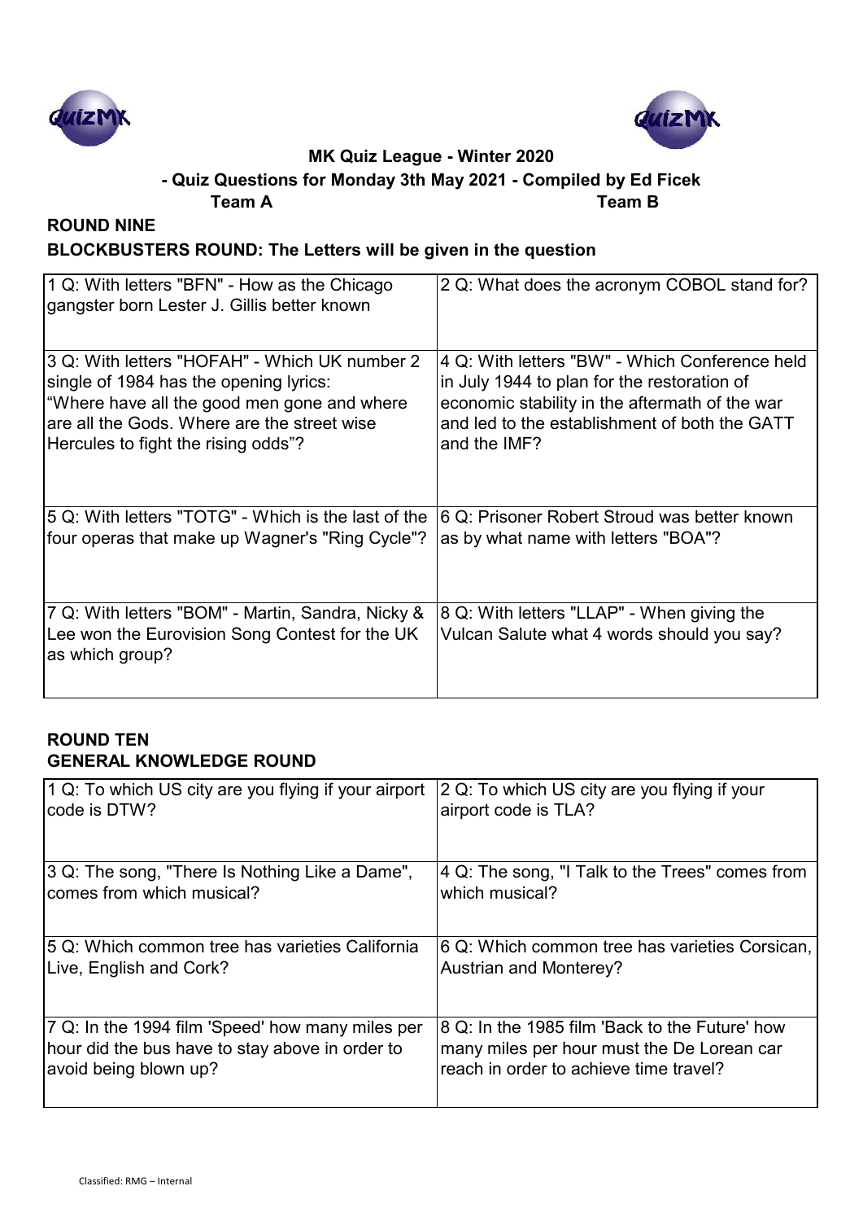**MK Quiz League - Winter 2020**

**- Quiz Questions for Monday 3th May 2021 - Compiled by Ed Ficek**

**Team A** **Team B**

## ROUND NINE

### BLOCKBUSTERS ROUND: The Letters will be given in the question

| | |
|---|---|
| 1 Q: With letters "BFN" - How as the Chicago gangster born Lester J. Gillis better known | 2 Q: What does the acronym COBOL stand for? |
| 3 Q: With letters "HOFAH" - Which UK number 2 single of 1984 has the opening lyrics: "Where have all the good men gone and where are all the Gods. Where are the street wise Hercules to fight the rising odds"? | 4 Q: With letters "BW" - Which Conference held in July 1944 to plan for the restoration of economic stability in the aftermath of the war and led to the establishment of both the GATT and the IMF? |
| 5 Q: With letters "TOTG" - Which is the last of the four operas that make up Wagner's "Ring Cycle"? | 6 Q: Prisoner Robert Stroud was better known as by what name with letters "BOA"? |
| 7 Q: With letters "BOM" - Martin, Sandra, Nicky & Lee won the Eurovision Song Contest for the UK as which group? | 8 Q: With letters "LLAP" - When giving the Vulcan Salute what 4 words should you say? |

## ROUND TEN

### GENERAL KNOWLEDGE ROUND

| | |
|---|---|
| 1 Q: To which US city are you flying if your airport code is DTW? | 2 Q: To which US city are you flying if your airport code is TLA? |
| 3 Q: The song, "There Is Nothing Like a Dame", comes from which musical? | 4 Q: The song, "I Talk to the Trees" comes from which musical? |
| 5 Q: Which common tree has varieties California Live, English and Cork? | 6 Q: Which common tree has varieties Corsican, Austrian and Monterey? |
| 7 Q: In the 1994 film 'Speed' how many miles per hour did the bus have to stay above in order to avoid being blown up? | 8 Q: In the 1985 film 'Back to the Future' how many miles per hour must the De Lorean car reach in order to achieve time travel? |

Classified: RMG – Internal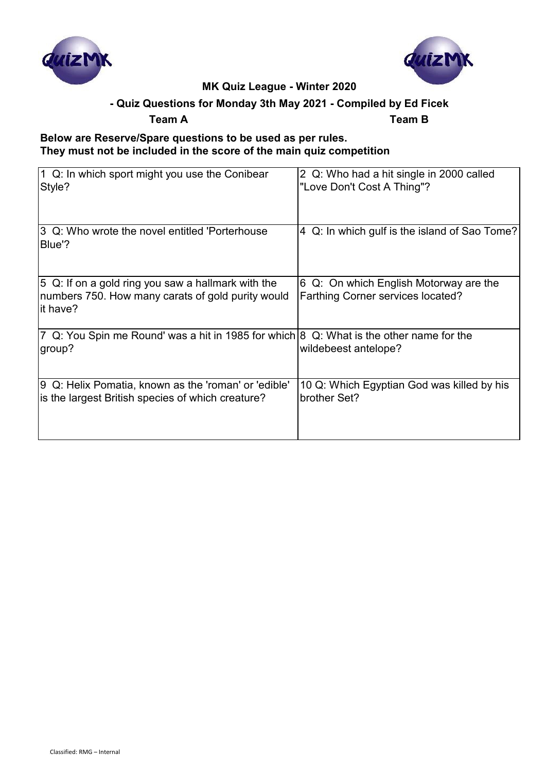**MK Quiz League - Winter 2020**

**- Quiz Questions for Monday 3th May 2021 - Compiled by Ed Ficek**

**Team A** **Team B**

**Below are Reserve/Spare questions to be used as per rules.**
**They must not be included in the score of the main quiz competition**

| | |
|---|---|
| 1 Q: In which sport might you use the Conibear Style? | 2 Q: Who had a hit single in 2000 called "Love Don't Cost A Thing"? |
| 3 Q: Who wrote the novel entitled 'Porterhouse Blue'? | 4 Q: In which gulf is the island of Sao Tome? |
| 5 Q: If on a gold ring you saw a hallmark with the numbers 750. How many carats of gold purity would it have? | 6 Q: On which English Motorway are the Farthing Corner services located? |
| 7 Q: You Spin me Round' was a hit in 1985 for which group? | 8 Q: What is the other name for the wildebeest antelope? |
| 9 Q: Helix Pomatia, known as the 'roman' or 'edible' is the largest British species of which creature? | 10 Q: Which Egyptian God was killed by his brother Set? |

Classified: RMG – Internal